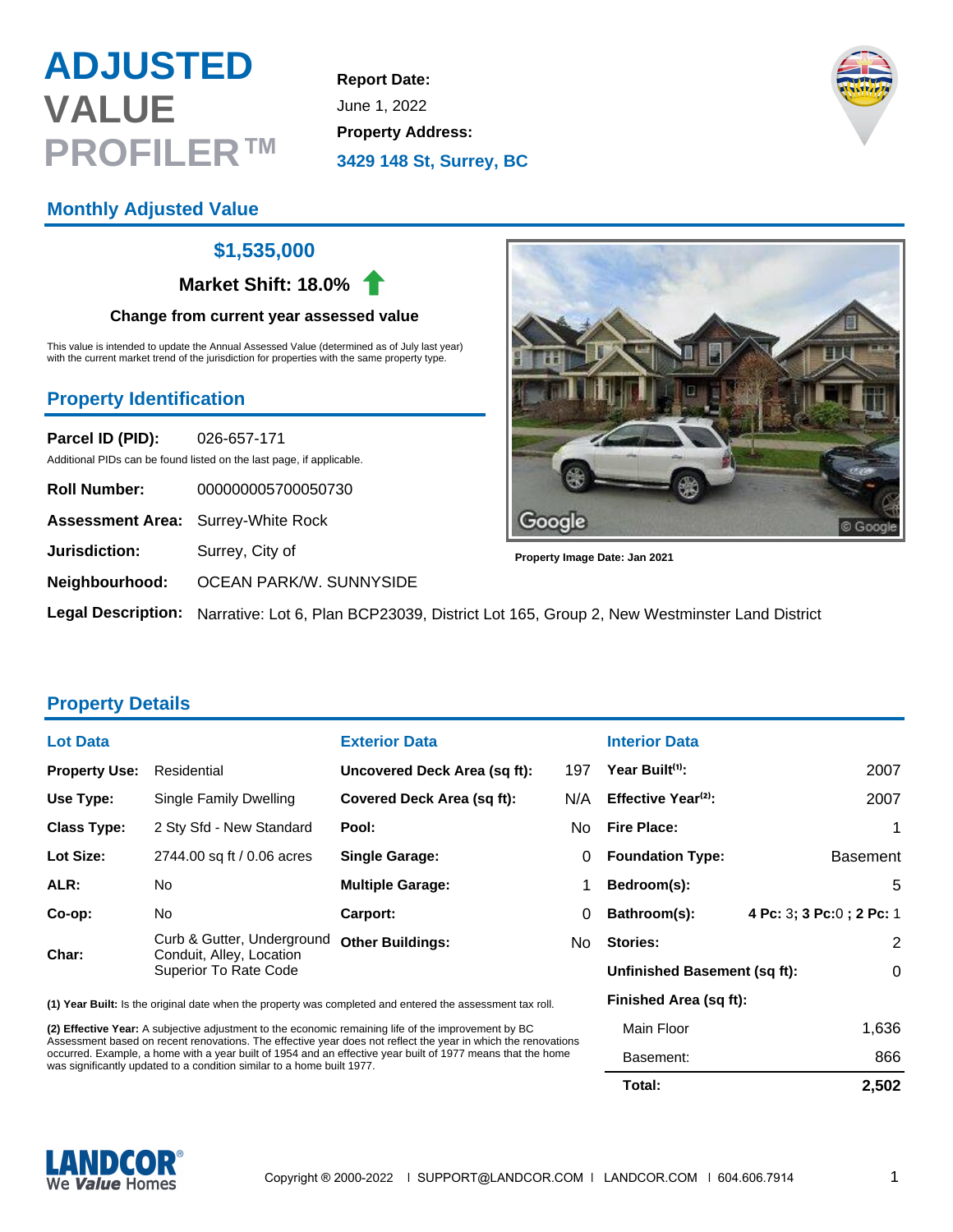# ADJUSTED VALUE PROFILER™

**Report Date:**
June 1, 2022

**Property Address:**
**3429 148 St, Surrey, BC**

## Monthly Adjusted Value

**$1,535,000**

**Market Shift: 18.0%**

**Change from current year assessed value**

This value is intended to update the Annual Assessed Value (determined as of July last year) with the current market trend of the jurisdiction for properties with the same property type.

## Property Identification

**Parcel ID (PID):** 026-657-171

Additional PIDs can be found listed on the last page, if applicable.

**Roll Number:** 000000005700050730

**Assessment Area:** Surrey-White Rock

**Jurisdiction:** Surrey, City of

**Neighbourhood:** OCEAN PARK/W. SUNNYSIDE

**Legal Description:** Narrative: Lot 6, Plan BCP23039, District Lot 165, Group 2, New Westminster Land District

Property Image Date: Jan 2021

## Property Details

### Lot Data

| | |
|---|---|
| **Property Use:** | Residential |
| **Use Type:** | Single Family Dwelling |
| **Class Type:** | 2 Sty Sfd - New Standard |
| **Lot Size:** | 2744.00 sq ft / 0.06 acres |
| **ALR:** | No |
| **Co-op:** | No |
| **Char:** | Curb & Gutter, Underground Conduit, Alley, Location Superior To Rate Code |

### Exterior Data

| | |
|---|---|
| **Uncovered Deck Area (sq ft):** | 197 |
| **Covered Deck Area (sq ft):** | N/A |
| **Pool:** | No |
| **Single Garage:** | 0 |
| **Multiple Garage:** | 1 |
| **Carport:** | 0 |
| **Other Buildings:** | No |

### Interior Data

| | |
|---|---|
| **Year Built[1]:** | 2007 |
| **Effective Year[2]:** | 2007 |
| **Fire Place:** | 1 |
| **Foundation Type:** | Basement |
| **Bedroom(s):** | 5 |
| **Bathroom(s):** | **4 Pc:** 3; **3 Pc:**0 ; **2 Pc:** 1 |
| **Stories:** | 2 |
| **Unfinished Basement (sq ft):** | 0 |
| **Finished Area (sq ft):** | |
| Main Floor | 1,636 |
| Basement: | 866 |
| **Total:** | **2,502** |

**(1) Year Built:** Is the original date when the property was completed and entered the assessment tax roll.

**(2) Effective Year:** A subjective adjustment to the economic remaining life of the improvement by BC Assessment based on recent renovations. The effective year does not reflect the year in which the renovations occurred. Example, a home with a year built of 1954 and an effective year built of 1977 means that the home was significantly updated to a condition similar to a home built 1977.

LANDCOR® We *Value* Homes

Copyright ® 2000-2022 | SUPPORT@LANDCOR.COM | LANDCOR.COM | 604.606.7914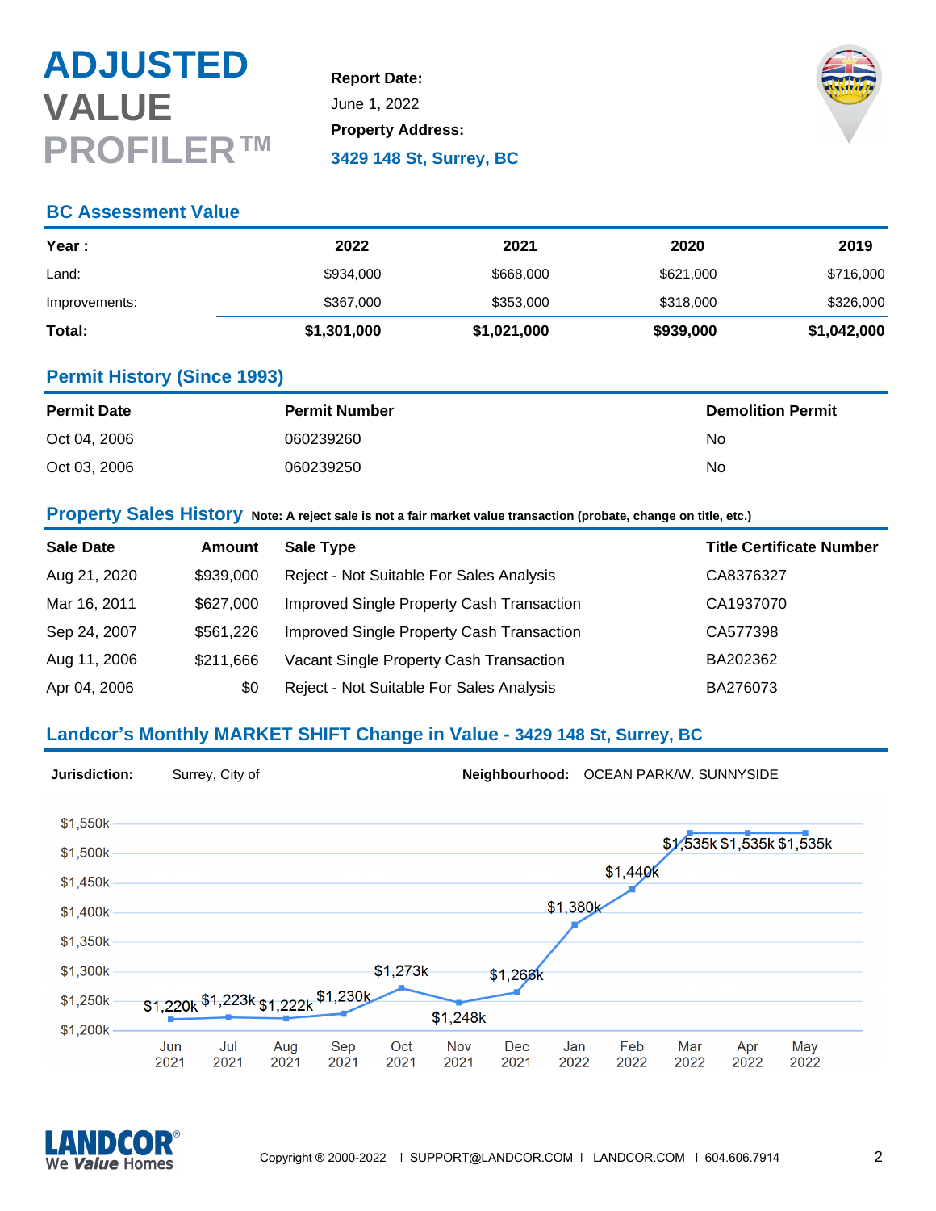# ADJUSTED VALUE PROFILER™

**Report Date:**
June 1, 2022

**Property Address:**
3429 148 St, Surrey, BC

## BC Assessment Value

| Year : | 2022 | 2021 | 2020 | 2019 |
|---|---|---|---|---|
| Land: | $934,000 | $668,000 | $621,000 | $716,000 |
| Improvements: | $367,000 | $353,000 | $318,000 | $326,000 |
| **Total:** | **$1,301,000** | **$1,021,000** | **$939,000** | **$1,042,000** |

## Permit History (Since 1993)

| Permit Date | Permit Number | Demolition Permit |
|---|---|---|
| Oct 04, 2006 | 060239260 | No |
| Oct 03, 2006 | 060239250 | No |

## Property Sales History

**Note: A reject sale is not a fair market value transaction (probate, change on title, etc.)**

| Sale Date | Amount | Sale Type | Title Certificate Number |
|---|---|---|---|
| Aug 21, 2020 | $939,000 | Reject - Not Suitable For Sales Analysis | CA8376327 |
| Mar 16, 2011 | $627,000 | Improved Single Property Cash Transaction | CA1937070 |
| Sep 24, 2007 | $561,226 | Improved Single Property Cash Transaction | CA577398 |
| Aug 11, 2006 | $211,666 | Vacant Single Property Cash Transaction | BA202362 |
| Apr 04, 2006 | $0 | Reject - Not Suitable For Sales Analysis | BA276073 |

## Landcor's Monthly MARKET SHIFT Change in Value - 3429 148 St, Surrey, BC

**Jurisdiction:** Surrey, City of

**Neighbourhood:** OCEAN PARK/W. SUNNYSIDE

| Month | Value |
|---|---|
| Jun 2021 | $1,220k |
| Jul 2021 | $1,223k |
| Aug 2021 | $1,222k |
| Sep 2021 | $1,230k |
| Oct 2021 | $1,273k |
| Nov 2021 | $1,248k |
| Dec 2021 | $1,266k |
| Jan 2022 | $1,380k |
| Feb 2022 | $1,440k |
| Mar 2022 | $1,535k |
| Apr 2022 | $1,535k |
| May 2022 | $1,535k |

LANDCOR® We Value Homes

Copyright ® 2000-2022 | SUPPORT@LANDCOR.COM | LANDCOR.COM | 604.606.7914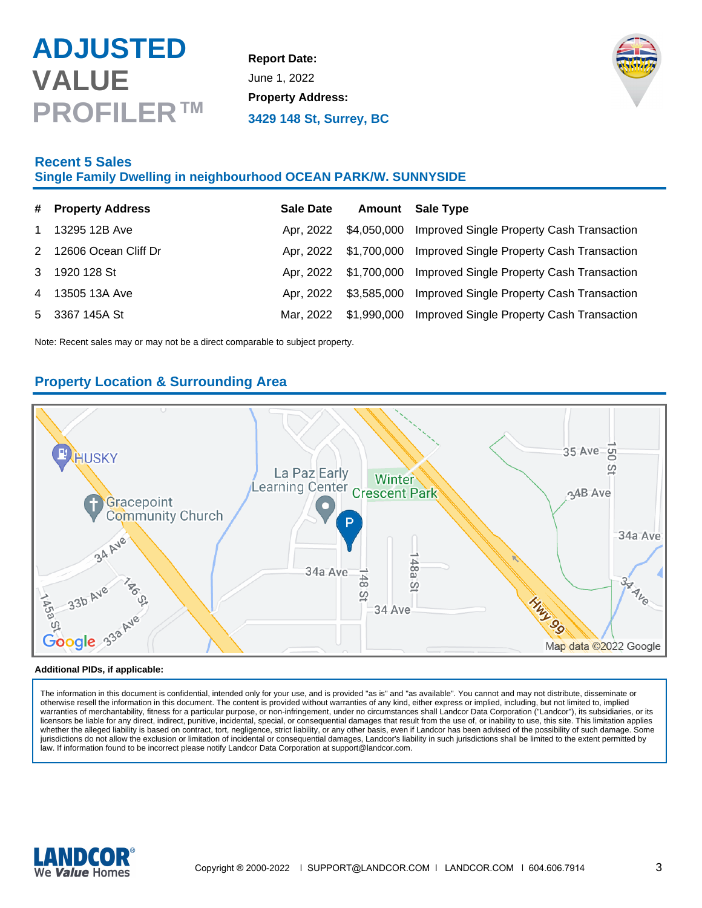# ADJUSTED VALUE PROFILER™

**Report Date:**
June 1, 2022
**Property Address:**
**3429 148 St, Surrey, BC**

## Recent 5 Sales
### Single Family Dwelling in neighbourhood OCEAN PARK/W. SUNNYSIDE

| # | Property Address | Sale Date | Amount | Sale Type |
|---|---|---|---|---|
| 1 | 13295 12B Ave | Apr, 2022 | $4,050,000 | Improved Single Property Cash Transaction |
| 2 | 12606 Ocean Cliff Dr | Apr, 2022 | $1,700,000 | Improved Single Property Cash Transaction |
| 3 | 1920 128 St | Apr, 2022 | $1,700,000 | Improved Single Property Cash Transaction |
| 4 | 13505 13A Ave | Apr, 2022 | $3,585,000 | Improved Single Property Cash Transaction |
| 5 | 3367 145A St | Mar, 2022 | $1,990,000 | Improved Single Property Cash Transaction |

Note: Recent sales may or may not be a direct comparable to subject property.

## Property Location & Surrounding Area

HUSKY
Gracepoint Community Church
La Paz Early Learning Center
Winter Crescent Park
P
35 Ave
150 St
34B Ave
34a Ave
34 Ave
33b Ave
146 St
145a St
33a Ave
34a Ave
148 St
148a St
34 Ave
Hwy 99
34 Ave
Google
Map data ©2022 Google

**Additional PIDs, if applicable:**

The information in this document is confidential, intended only for your use, and is provided "as is" and "as available". You cannot and may not distribute, disseminate or otherwise resell the information in this document. The content is provided without warranties of any kind, either express or implied, including, but not limited to, implied warranties of merchantability, fitness for a particular purpose, or non-infringement, under no circumstances shall Landcor Data Corporation ("Landcor"), its subsidiaries, or its licensors be liable for any direct, indirect, punitive, incidental, special, or consequential damages that result from the use of, or inability to use, this site. This limitation applies whether the alleged liability is based on contract, tort, negligence, strict liability, or any other basis, even if Landcor has been advised of the possibility of such damage. Some jurisdictions do not allow the exclusion or limitation of incidental or consequential damages, Landcor's liability in such jurisdictions shall be limited to the extent permitted by law. If information found to be incorrect please notify Landcor Data Corporation at support@landcor.com.

LANDCOR® We *Value* Homes

Copyright ® 2000-2022 | SUPPORT@LANDCOR.COM | LANDCOR.COM | 604.606.7914